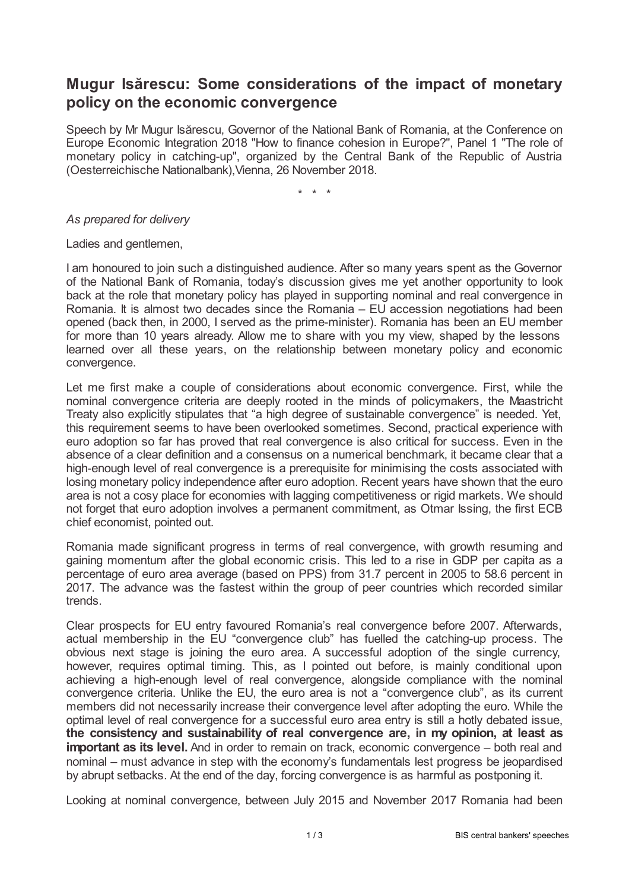# Mugur Isărescu: Some considerations of the impact of monetary policy on the economic convergence

Speech by Mr Mugur Isărescu, Governor of the National Bank of Romania, at the Conference on Europe Economic Integration 2018 "How to finance cohesion in Europe?", Panel 1 "The role of monetary policy in catching-up", organized by the Central Bank of the Republic of Austria (Oesterreichische Nationalbank),Vienna, 26 November 2018.

\* \* \*

*As prepared for delivery*

Ladies and gentlemen,

I am honoured to join such a distinguished audience. After so many years spent as the Governor of the National Bank of Romania, today's discussion gives me yet another opportunity to look back at the role that monetary policy has played in supporting nominal and real convergence in Romania. It is almost two decades since the Romania – EU accession negotiations had been opened (back then, in 2000, I served as the prime-minister). Romania has been an EU member for more than 10 years already. Allow me to share with you my view, shaped by the lessons learned over all these years, on the relationship between monetary policy and economic convergence.

Let me first make a couple of considerations about economic convergence. First, while the nominal convergence criteria are deeply rooted in the minds of policymakers, the Maastricht Treaty also explicitly stipulates that "a high degree of sustainable convergence" is needed. Yet, this requirement seems to have been overlooked sometimes. Second, practical experience with euro adoption so far has proved that real convergence is also critical for success. Even in the absence of a clear definition and a consensus on a numerical benchmark, it became clear that a high-enough level of real convergence is a prerequisite for minimising the costs associated with losing monetary policy independence after euro adoption. Recent years have shown that the euro area is not a cosy place for economies with lagging competitiveness or rigid markets. We should not forget that euro adoption involves a permanent commitment, as Otmar Issing, the first ECB chief economist, pointed out.

Romania made significant progress in terms of real convergence, with growth resuming and gaining momentum after the global economic crisis. This led to a rise in GDP per capita as a percentage of euro area average (based on PPS) from 31.7 percent in 2005 to 58.6 percent in 2017. The advance was the fastest within the group of peer countries which recorded similar trends.

Clear prospects for EU entry favoured Romania's real convergence before 2007. Afterwards, actual membership in the EU "convergence club" has fuelled the catching-up process. The obvious next stage is joining the euro area. A successful adoption of the single currency, however, requires optimal timing. This, as I pointed out before, is mainly conditional upon achieving a high-enough level of real convergence, alongside compliance with the nominal convergence criteria. Unlike the EU, the euro area is not a "convergence club", as its current members did not necessarily increase their convergence level after adopting the euro. While the optimal level of real convergence for a successful euro area entry is still a hotly debated issue, **the consistency and sustainability of real convergence are, in my opinion, at least as important as its level.** And in order to remain on track, economic convergence – both real and nominal – must advance in step with the economy's fundamentals lest progress be jeopardised by abrupt setbacks. At the end of the day, forcing convergence is as harmful as postponing it.

Looking at nominal convergence, between July 2015 and November 2017 Romania had been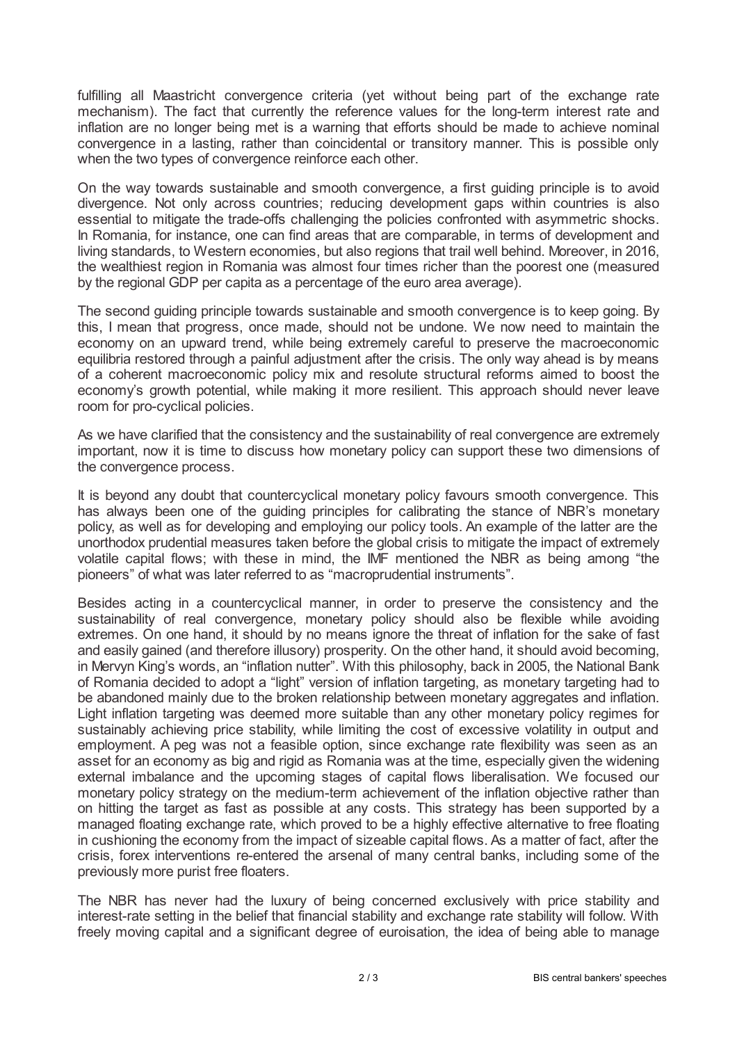fulfilling all Maastricht convergence criteria (yet without being part of the exchange rate mechanism). The fact that currently the reference values for the long-term interest rate and inflation are no longer being met is a warning that efforts should be made to achieve nominal convergence in a lasting, rather than coincidental or transitory manner. This is possible only when the two types of convergence reinforce each other.

On the way towards sustainable and smooth convergence, a first guiding principle is to avoid divergence. Not only across countries; reducing development gaps within countries is also essential to mitigate the trade-offs challenging the policies confronted with asymmetric shocks. In Romania, for instance, one can find areas that are comparable, in terms of development and living standards, to Western economies, but also regions that trail well behind. Moreover, in 2016, the wealthiest region in Romania was almost four times richer than the poorest one (measured by the regional GDP per capita as a percentage of the euro area average).

The second guiding principle towards sustainable and smooth convergence is to keep going. By this, I mean that progress, once made, should not be undone. We now need to maintain the economy on an upward trend, while being extremely careful to preserve the macroeconomic equilibria restored through a painful adjustment after the crisis. The only way ahead is by means of a coherent macroeconomic policy mix and resolute structural reforms aimed to boost the economy's growth potential, while making it more resilient. This approach should never leave room for pro-cyclical policies.

As we have clarified that the consistency and the sustainability of real convergence are extremely important, now it is time to discuss how monetary policy can support these two dimensions of the convergence process.

It is beyond any doubt that countercyclical monetary policy favours smooth convergence. This has always been one of the guiding principles for calibrating the stance of NBR's monetary policy, as well as for developing and employing our policy tools. An example of the latter are the unorthodox prudential measures taken before the global crisis to mitigate the impact of extremely volatile capital flows; with these in mind, the IMF mentioned the NBR as being among "the pioneers" of what was later referred to as "macroprudential instruments".

Besides acting in a countercyclical manner, in order to preserve the consistency and the sustainability of real convergence, monetary policy should also be flexible while avoiding extremes. On one hand, it should by no means ignore the threat of inflation for the sake of fast and easily gained (and therefore illusory) prosperity. On the other hand, it should avoid becoming, in Mervyn King's words, an "inflation nutter". With this philosophy, back in 2005, the National Bank of Romania decided to adopt a "light" version of inflation targeting, as monetary targeting had to be abandoned mainly due to the broken relationship between monetary aggregates and inflation. Light inflation targeting was deemed more suitable than any other monetary policy regimes for sustainably achieving price stability, while limiting the cost of excessive volatility in output and employment. A peg was not a feasible option, since exchange rate flexibility was seen as an asset for an economy as big and rigid as Romania was at the time, especially given the widening external imbalance and the upcoming stages of capital flows liberalisation. We focused our monetary policy strategy on the medium-term achievement of the inflation objective rather than on hitting the target as fast as possible at any costs. This strategy has been supported by a managed floating exchange rate, which proved to be a highly effective alternative to free floating in cushioning the economy from the impact of sizeable capital flows. As a matter of fact, after the crisis, forex interventions re-entered the arsenal of many central banks, including some of the previously more purist free floaters.

The NBR has never had the luxury of being concerned exclusively with price stability and interest-rate setting in the belief that financial stability and exchange rate stability will follow. With freely moving capital and a significant degree of euroisation, the idea of being able to manage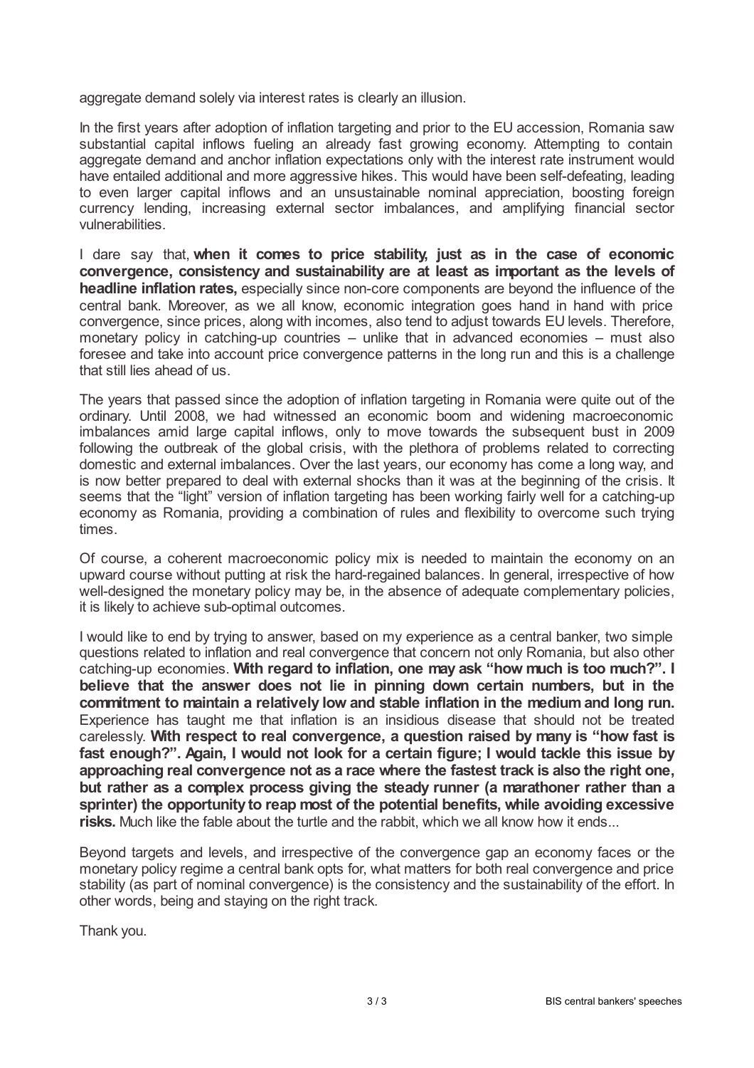aggregate demand solely via interest rates is clearly an illusion.

In the first years after adoption of inflation targeting and prior to the EU accession, Romania saw substantial capital inflows fueling an already fast growing economy. Attempting to contain aggregate demand and anchor inflation expectations only with the interest rate instrument would have entailed additional and more aggressive hikes. This would have been self-defeating, leading to even larger capital inflows and an unsustainable nominal appreciation, boosting foreign currency lending, increasing external sector imbalances, and amplifying financial sector vulnerabilities.

I dare say that, **when it comes to price stability, just as in the case of economic convergence, consistency and sustainability are at least as important as the levels of headline inflation rates,** especially since non-core components are beyond the influence of the central bank. Moreover, as we all know, economic integration goes hand in hand with price convergence, since prices, along with incomes, also tend to adjust towards EU levels. Therefore, monetary policy in catching-up countries – unlike that in advanced economies – must also foresee and take into account price convergence patterns in the long run and this is a challenge that still lies ahead of us.

The years that passed since the adoption of inflation targeting in Romania were quite out of the ordinary. Until 2008, we had witnessed an economic boom and widening macroeconomic imbalances amid large capital inflows, only to move towards the subsequent bust in 2009 following the outbreak of the global crisis, with the plethora of problems related to correcting domestic and external imbalances. Over the last years, our economy has come a long way, and is now better prepared to deal with external shocks than it was at the beginning of the crisis. It seems that the "light" version of inflation targeting has been working fairly well for a catching-up economy as Romania, providing a combination of rules and flexibility to overcome such trying times.

Of course, a coherent macroeconomic policy mix is needed to maintain the economy on an upward course without putting at risk the hard-regained balances. In general, irrespective of how well-designed the monetary policy may be, in the absence of adequate complementary policies, it is likely to achieve sub-optimal outcomes.

I would like to end by trying to answer, based on my experience as a central banker, two simple questions related to inflation and real convergence that concern not only Romania, but also other catching-up economies. **With regard to inflation, one may ask "how much is too much?". I believe that the answer does not lie in pinning down certain numbers, but in the commitment to maintain a relatively low and stable inflation in the medium and long run.** Experience has taught me that inflation is an insidious disease that should not be treated carelessly. **With respect to real convergence, a question raised by many is "how fast is fast enough?". Again, I would not look for a certain figure; I would tackle this issue by approaching real convergence not as a race where the fastest track is also the right one, but rather as a complex process giving the steady runner (a marathoner rather than a sprinter) the opportunity to reap most of the potential benefits, while avoiding excessive risks.** Much like the fable about the turtle and the rabbit, which we all know how it ends...

Beyond targets and levels, and irrespective of the convergence gap an economy faces or the monetary policy regime a central bank opts for, what matters for both real convergence and price stability (as part of nominal convergence) is the consistency and the sustainability of the effort. In other words, being and staying on the right track.

Thank you.